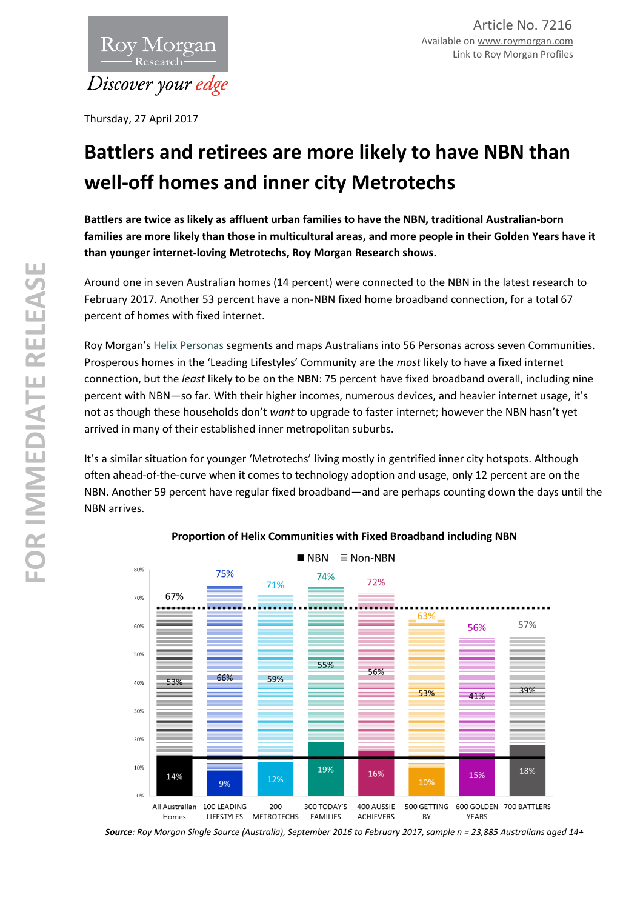Roy Morgan Research

*Discover your edge*

Article No. 7216

Available on www.roymorgan.com

Link to Roy Morgan Profiles

Thursday, 27 April 2017

# Battlers and retirees are more likely to have NBN than well-off homes and inner city Metrotechs

**Battlers are twice as likely as affluent urban families to have the NBN, traditional Australian-born families are more likely than those in multicultural areas, and more people in their Golden Years have it than younger internet-loving Metrotechs, Roy Morgan Research shows.**

Around one in seven Australian homes (14 percent) were connected to the NBN in the latest research to February 2017. Another 53 percent have a non-NBN fixed home broadband connection, for a total 67 percent of homes with fixed internet.

Roy Morgan's Helix Personas segments and maps Australians into 56 Personas across seven Communities. Prosperous homes in the 'Leading Lifestyles' Community are the *most* likely to have a fixed internet connection, but the *least* likely to be on the NBN: 75 percent have fixed broadband overall, including nine percent with NBN—so far. With their higher incomes, numerous devices, and heavier internet usage, it's not as though these households don't *want* to upgrade to faster internet; however the NBN hasn't yet arrived in many of their established inner metropolitan suburbs.

It's a similar situation for younger 'Metrotechs' living mostly in gentrified inner city hotspots. Although often ahead-of-the-curve when it comes to technology adoption and usage, only 12 percent are on the NBN. Another 59 percent have regular fixed broadband—and are perhaps counting down the days until the NBN arrives.

**Proportion of Helix Communities with Fixed Broadband including NBN**

| | NBN | Non-NBN | Total |
|---|---|---|---|
| All Australian Homes | 14% | 53% | 67% |
| 100 LEADING LIFESTYLES | 9% | 66% | 75% |
| 200 METROTECHS | 12% | 59% | 71% |
| 300 TODAY'S FAMILIES | 19% | 55% | 74% |
| 400 AUSSIE ACHIEVERS | 16% | 56% | 72% |
| 500 GETTING BY | 10% | 53% | 63% |
| 600 GOLDEN YEARS | 15% | 41% | 56% |
| 700 BATTLERS | 18% | 39% | 57% |

***Source**: Roy Morgan Single Source (Australia), September 2016 to February 2017, sample n = 23,885 Australians aged 14+*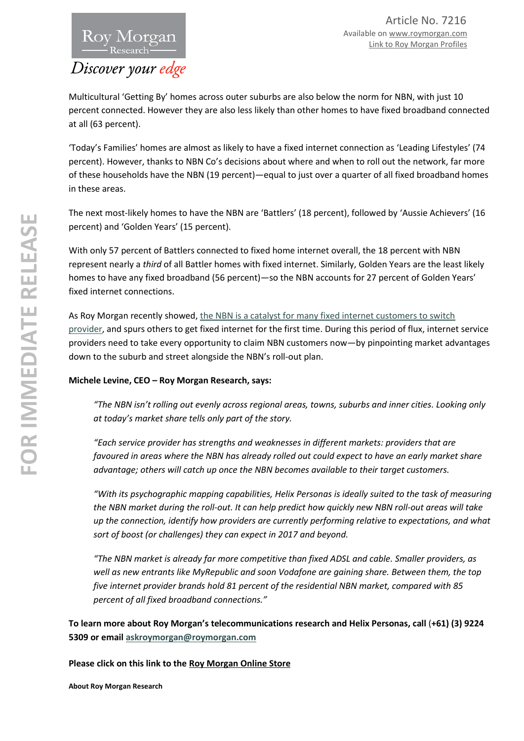Multicultural 'Getting By' homes across outer suburbs are also below the norm for NBN, with just 10 percent connected. However they are also less likely than other homes to have fixed broadband connected at all (63 percent).

'Today's Families' homes are almost as likely to have a fixed internet connection as 'Leading Lifestyles' (74 percent). However, thanks to NBN Co's decisions about where and when to roll out the network, far more of these households have the NBN (19 percent)—equal to just over a quarter of all fixed broadband homes in these areas.

The next most-likely homes to have the NBN are 'Battlers' (18 percent), followed by 'Aussie Achievers' (16 percent) and 'Golden Years' (15 percent).

With only 57 percent of Battlers connected to fixed home internet overall, the 18 percent with NBN represent nearly a *third* of all Battler homes with fixed internet. Similarly, Golden Years are the least likely homes to have any fixed broadband (56 percent)—so the NBN accounts for 27 percent of Golden Years' fixed internet connections.

As Roy Morgan recently showed, the NBN is a catalyst for many fixed internet customers to switch provider, and spurs others to get fixed internet for the first time. During this period of flux, internet service providers need to take every opportunity to claim NBN customers now—by pinpointing market advantages down to the suburb and street alongside the NBN's roll-out plan.

**Michele Levine, CEO – Roy Morgan Research, says:**

> *"The NBN isn't rolling out evenly across regional areas, towns, suburbs and inner cities. Looking only at today's market share tells only part of the story.*
>
> *"Each service provider has strengths and weaknesses in different markets: providers that are favoured in areas where the NBN has already rolled out could expect to have an early market share advantage; others will catch up once the NBN becomes available to their target customers.*
>
> *"With its psychographic mapping capabilities, Helix Personas is ideally suited to the task of measuring the NBN market during the roll-out. It can help predict how quickly new NBN roll-out areas will take up the connection, identify how providers are currently performing relative to expectations, and what sort of boost (or challenges) they can expect in 2017 and beyond.*
>
> *"The NBN market is already far more competitive than fixed ADSL and cable. Smaller providers, as well as new entrants like MyRepublic and soon Vodafone are gaining share. Between them, the top five internet provider brands hold 81 percent of the residential NBN market, compared with 85 percent of all fixed broadband connections."*

**To learn more about Roy Morgan's telecommunications research and Helix Personas, call (+61) (3) 9224 5309 or email askroymorgan@roymorgan.com**

**Please click on this link to the Roy Morgan Online Store**

**About Roy Morgan Research**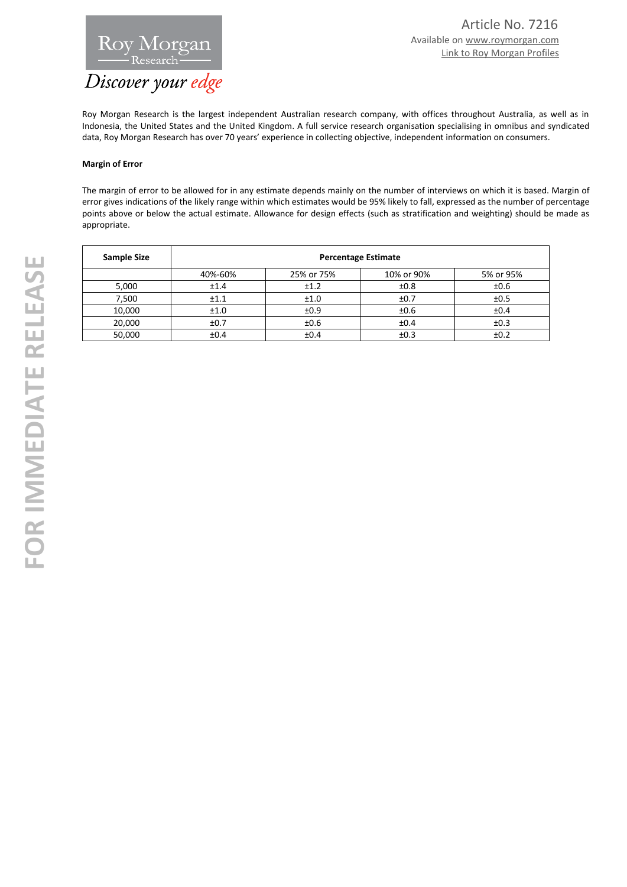Roy Morgan Research is the largest independent Australian research company, with offices throughout Australia, as well as in Indonesia, the United States and the United Kingdom. A full service research organisation specialising in omnibus and syndicated data, Roy Morgan Research has over 70 years' experience in collecting objective, independent information on consumers.

**Margin of Error**

The margin of error to be allowed for in any estimate depends mainly on the number of interviews on which it is based. Margin of error gives indications of the likely range within which estimates would be 95% likely to fall, expressed as the number of percentage points above or below the actual estimate. Allowance for design effects (such as stratification and weighting) should be made as appropriate.

| **Sample Size** | **Percentage Estimate** | | | |
|---|---|---|---|---|
| | 40%-60% | 25% or 75% | 10% or 90% | 5% or 95% |
| 5,000 | ±1.4 | ±1.2 | ±0.8 | ±0.6 |
| 7,500 | ±1.1 | ±1.0 | ±0.7 | ±0.5 |
| 10,000 | ±1.0 | ±0.9 | ±0.6 | ±0.4 |
| 20,000 | ±0.7 | ±0.6 | ±0.4 | ±0.3 |
| 50,000 | ±0.4 | ±0.4 | ±0.3 | ±0.2 |